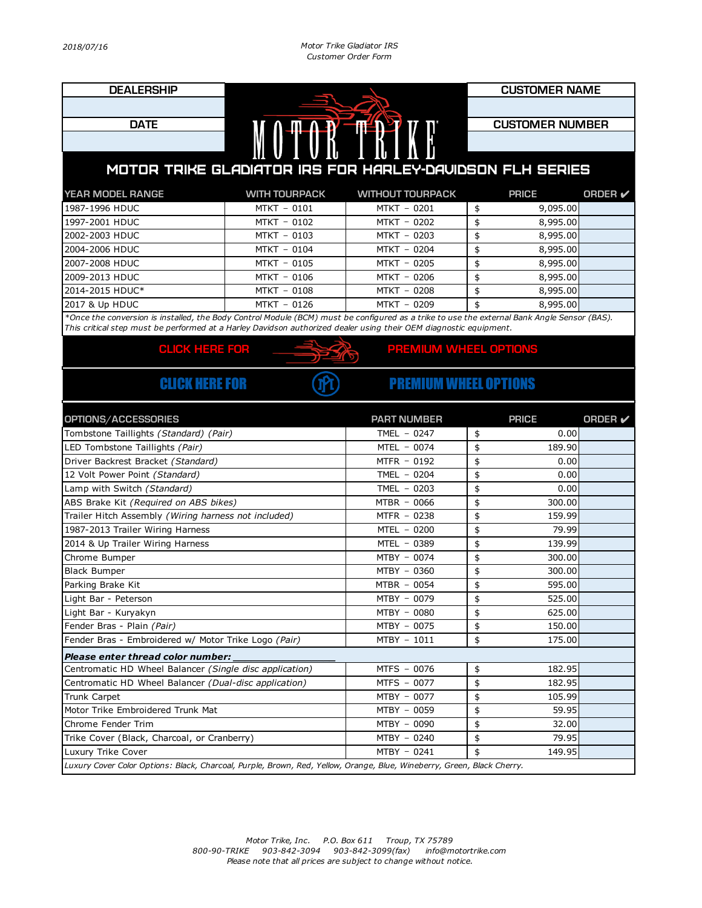2018/07/16

Motor Trike Gladiator IRS
Customer Order Form

| DEALERSHIP | CUSTOMER NAME |
| --- | --- |
| | |
| **DATE** | **CUSTOMER NUMBER** |
| | |

MOTOR TRIKE

# MOTOR TRIKE GLADIATOR IRS FOR HARLEY-DAVIDSON FLH SERIES

| YEAR MODEL RANGE | WITH TOURPACK | WITHOUT TOURPACK | PRICE | ORDER ✔ |
| --- | --- | --- | --- | --- |
| 1987-1996 HDUC | MTKT - 0101 | MTKT - 0201 | $ 9,095.00 | |
| 1997-2001 HDUC | MTKT - 0102 | MTKT - 0202 | $ 8,995.00 | |
| 2002-2003 HDUC | MTKT - 0103 | MTKT - 0203 | $ 8,995.00 | |
| 2004-2006 HDUC | MTKT - 0104 | MTKT - 0204 | $ 8,995.00 | |
| 2007-2008 HDUC | MTKT - 0105 | MTKT - 0205 | $ 8,995.00 | |
| 2009-2013 HDUC | MTKT - 0106 | MTKT - 0206 | $ 8,995.00 | |
| 2014-2015 HDUC* | MTKT - 0108 | MTKT - 0208 | $ 8,995.00 | |
| 2017 & Up HDUC | MTKT - 0126 | MTKT - 0209 | $ 8,995.00 | |

*\*Once the conversion is installed, the Body Control Module (BCM) must be configured as a trike to use the external Bank Angle Sensor (BAS). This critical step must be performed at a Harley Davidson authorized dealer using their OEM diagnostic equipment.*

CLICK HERE FOR PREMIUM WHEEL OPTIONS

CLICK HERE FOR PREMIUM WHEEL OPTIONS

| OPTIONS/ACCESSORIES | PART NUMBER | PRICE | ORDER ✔ |
| --- | --- | --- | --- |
| Tombstone Taillights *(Standard) (Pair)* | TMEL - 0247 | $ 0.00 | |
| LED Tombstone Taillights *(Pair)* | MTEL - 0074 | $ 189.90 | |
| Driver Backrest Bracket *(Standard)* | MTFR - 0192 | $ 0.00 | |
| 12 Volt Power Point *(Standard)* | TMEL - 0204 | $ 0.00 | |
| Lamp with Switch *(Standard)* | TMEL - 0203 | $ 0.00 | |
| ABS Brake Kit *(Required on ABS bikes)* | MTBR - 0066 | $ 300.00 | |
| Trailer Hitch Assembly *(Wiring harness not included)* | MTFR - 0238 | $ 159.99 | |
| 1987-2013 Trailer Wiring Harness | MTEL - 0200 | $ 79.99 | |
| 2014 & Up Trailer Wiring Harness | MTEL - 0389 | $ 139.99 | |
| Chrome Bumper | MTBY - 0074 | $ 300.00 | |
| Black Bumper | MTBY - 0360 | $ 300.00 | |
| Parking Brake Kit | MTBR - 0054 | $ 595.00 | |
| Light Bar - Peterson | MTBY - 0079 | $ 525.00 | |
| Light Bar - Kuryakyn | MTBY - 0080 | $ 625.00 | |
| Fender Bras - Plain *(Pair)* | MTBY - 0075 | $ 150.00 | |
| Fender Bras - Embroidered w/ Motor Trike Logo *(Pair)* | MTBY - 1011 | $ 175.00 | |
| ***Please enter thread color number: ___________*** | | | |
| Centromatic HD Wheel Balancer *(Single disc application)* | MTFS - 0076 | $ 182.95 | |
| Centromatic HD Wheel Balancer *(Dual-disc application)* | MTFS - 0077 | $ 182.95 | |
| Trunk Carpet | MTBY - 0077 | $ 105.99 | |
| Motor Trike Embroidered Trunk Mat | MTBY - 0059 | $ 59.95 | |
| Chrome Fender Trim | MTBY - 0090 | $ 32.00 | |
| Trike Cover (Black, Charcoal, or Cranberry) | MTBY - 0240 | $ 79.95 | |
| Luxury Trike Cover | MTBY - 0241 | $ 149.95 | |

*Luxury Cover Color Options: Black, Charcoal, Purple, Brown, Red, Yellow, Orange, Blue, Wineberry, Green, Black Cherry.*

*Motor Trike, Inc. P.O. Box 611 Troup, TX 75789*
*800-90-TRIKE 903-842-3094 903-842-3099(fax) info@motortrike.com*
*Please note that all prices are subject to change without notice.*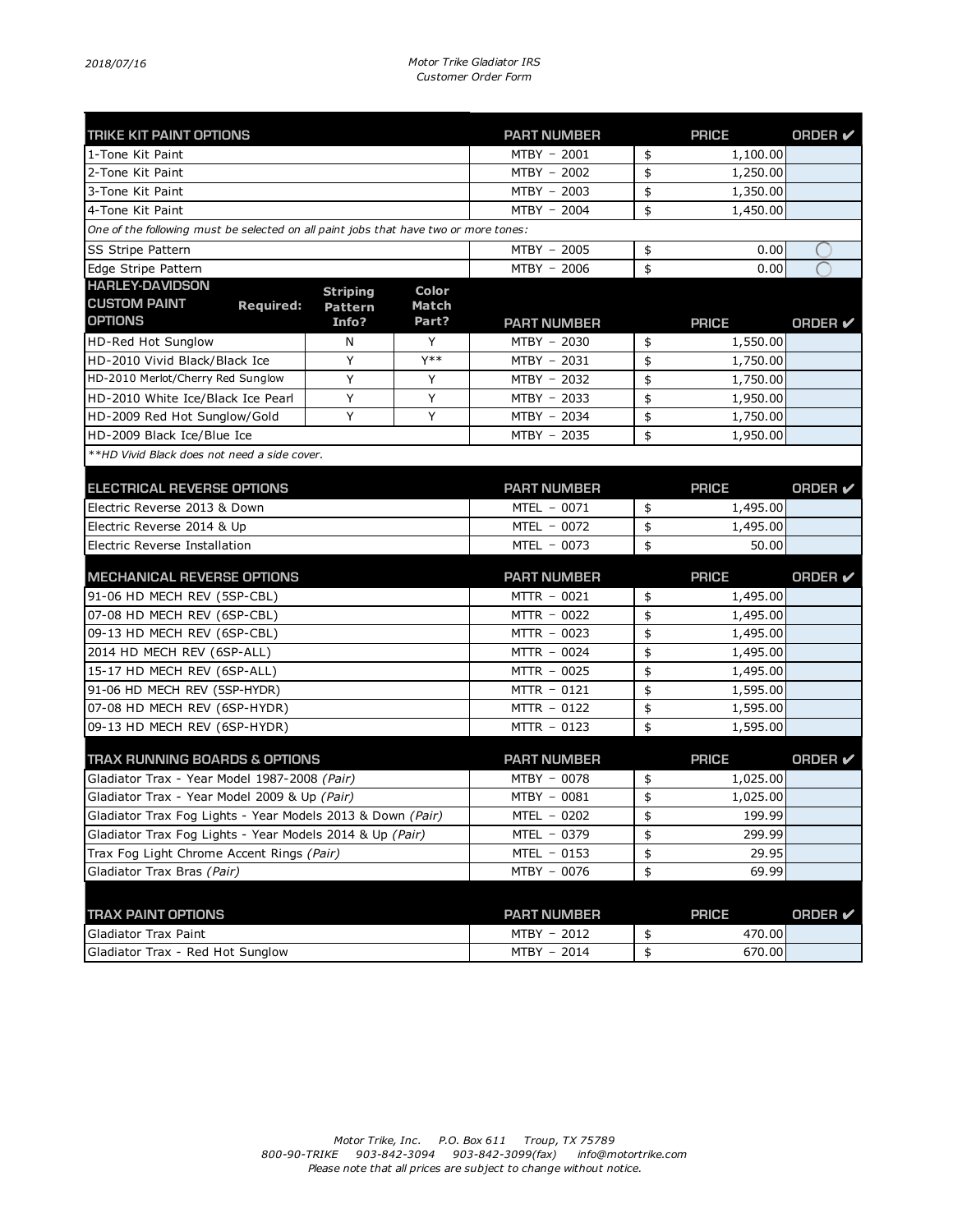2018/07/16

*Motor Trike Gladiator IRS*
*Customer Order Form*

| TRIKE KIT PAINT OPTIONS | PART NUMBER | PRICE | ORDER ✔ |
|---|---|---|---|
| 1-Tone Kit Paint | MTBY – 2001 | $ 1,100.00 | |
| 2-Tone Kit Paint | MTBY – 2002 | $ 1,250.00 | |
| 3-Tone Kit Paint | MTBY – 2003 | $ 1,350.00 | |
| 4-Tone Kit Paint | MTBY – 2004 | $ 1,450.00 | |
| *One of the following must be selected on all paint jobs that have two or more tones:* | | | |
| SS Stripe Pattern | MTBY – 2005 | $ 0.00 | ○ |
| Edge Stripe Pattern | MTBY – 2006 | $ 0.00 | ○ |

| HARLEY-DAVIDSON CUSTOM PAINT OPTIONS (Required:) | Striping Pattern Info? | Color Match Part? | PART NUMBER | PRICE | ORDER ✔ |
|---|---|---|---|---|---|
| HD-Red Hot Sunglow | N | Y | MTBY – 2030 | $ 1,550.00 | |
| HD-2010 Vivid Black/Black Ice | Y | Y** | MTBY – 2031 | $ 1,750.00 | |
| HD-2010 Merlot/Cherry Red Sunglow | Y | Y | MTBY – 2032 | $ 1,750.00 | |
| HD-2010 White Ice/Black Ice Pearl | Y | Y | MTBY – 2033 | $ 1,950.00 | |
| HD-2009 Red Hot Sunglow/Gold | Y | Y | MTBY – 2034 | $ 1,750.00 | |
| HD-2009 Black Ice/Blue Ice | | | MTBY – 2035 | $ 1,950.00 | |

*\*\*HD Vivid Black does not need a side cover.*

| ELECTRICAL REVERSE OPTIONS | PART NUMBER | PRICE | ORDER ✔ |
|---|---|---|---|
| Electric Reverse 2013 & Down | MTEL – 0071 | $ 1,495.00 | |
| Electric Reverse 2014 & Up | MTEL – 0072 | $ 1,495.00 | |
| Electric Reverse Installation | MTEL – 0073 | $ 50.00 | |

| MECHANICAL REVERSE OPTIONS | PART NUMBER | PRICE | ORDER ✔ |
|---|---|---|---|
| 91-06 HD MECH REV (5SP-CBL) | MTTR – 0021 | $ 1,495.00 | |
| 07-08 HD MECH REV (6SP-CBL) | MTTR – 0022 | $ 1,495.00 | |
| 09-13 HD MECH REV (6SP-CBL) | MTTR – 0023 | $ 1,495.00 | |
| 2014 HD MECH REV (6SP-ALL) | MTTR – 0024 | $ 1,495.00 | |
| 15-17 HD MECH REV (6SP-ALL) | MTTR – 0025 | $ 1,495.00 | |
| 91-06 HD MECH REV (5SP-HYDR) | MTTR – 0121 | $ 1,595.00 | |
| 07-08 HD MECH REV (6SP-HYDR) | MTTR – 0122 | $ 1,595.00 | |
| 09-13 HD MECH REV (6SP-HYDR) | MTTR – 0123 | $ 1,595.00 | |

| TRAX RUNNING BOARDS & OPTIONS | PART NUMBER | PRICE | ORDER ✔ |
|---|---|---|---|
| Gladiator Trax - Year Model 1987-2008 *(Pair)* | MTBY – 0078 | $ 1,025.00 | |
| Gladiator Trax - Year Model 2009 & Up *(Pair)* | MTBY – 0081 | $ 1,025.00 | |
| Gladiator Trax Fog Lights - Year Models 2013 & Down *(Pair)* | MTEL – 0202 | $ 199.99 | |
| Gladiator Trax Fog Lights - Year Models 2014 & Up *(Pair)* | MTEL – 0379 | $ 299.99 | |
| Trax Fog Light Chrome Accent Rings *(Pair)* | MTEL – 0153 | $ 29.95 | |
| Gladiator Trax Bras *(Pair)* | MTBY – 0076 | $ 69.99 | |

| TRAX PAINT OPTIONS | PART NUMBER | PRICE | ORDER ✔ |
|---|---|---|---|
| Gladiator Trax Paint | MTBY – 2012 | $ 470.00 | |
| Gladiator Trax - Red Hot Sunglow | MTBY – 2014 | $ 670.00 | |

*Motor Trike, Inc. P.O. Box 611 Troup, TX 75789*
*800-90-TRIKE 903-842-3094 903-842-3099(fax) info@motortrike.com*
*Please note that all prices are subject to change without notice.*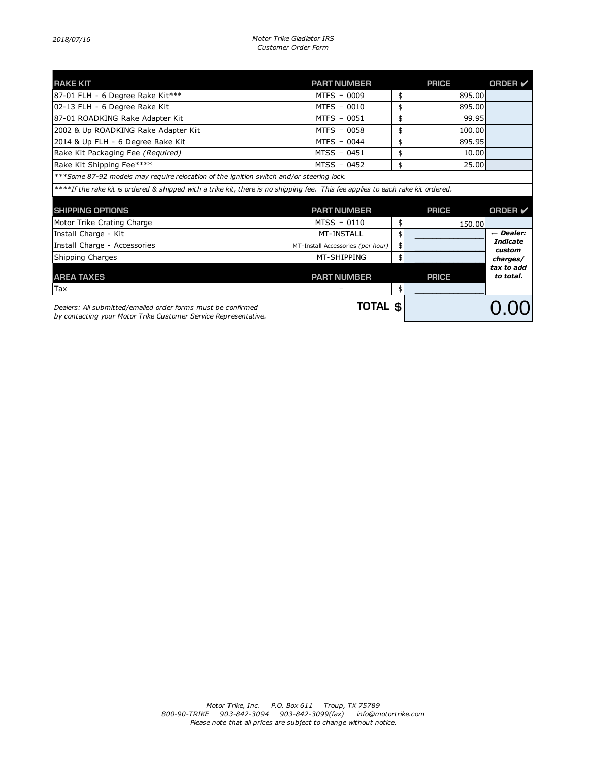| RAKE KIT | PART NUMBER | | PRICE | ORDER ✔ |
|---|---|---|---|---|
| 87-01 FLH - 6 Degree Rake Kit*** | MTFS – 0009 | $ | 895.00 | |
| 02-13 FLH - 6 Degree Rake Kit | MTFS – 0010 | $ | 895.00 | |
| 87-01 ROADKING Rake Adapter Kit | MTFS – 0051 | $ | 99.95 | |
| 2002 & Up ROADKING Rake Adapter Kit | MTFS – 0058 | $ | 100.00 | |
| 2014 & Up FLH - 6 Degree Rake Kit | MTFS – 0044 | $ | 895.95 | |
| Rake Kit Packaging Fee *(Required)* | MTSS – 0451 | $ | 10.00 | |
| Rake Kit Shipping Fee**** | MTSS – 0452 | $ | 25.00 | |

****Some 87-92 models may require relocation of the ignition switch and/or steering lock.*

*****If the rake kit is ordered & shipped with a trike kit, there is no shipping fee. This fee applies to each rake kit ordered.*

| SHIPPING OPTIONS | PART NUMBER | | PRICE | ORDER ✔ |
|---|---|---|---|---|
| Motor Trike Crating Charge | MTSS – 0110 | $ | 150.00 | |
| Install Charge - Kit | MT-INSTALL | $ | ______________ | ***← Dealer: Indicate custom charges/ tax to add to total.*** |
| Install Charge - Accessories | MT-Install Accessories *(per hour)* | $ | ______________ | |
| Shipping Charges | MT-SHIPPING | $ | ______________ | |

| AREA TAXES | PART NUMBER | | PRICE |
|---|---|---|---|
| Tax | – | $ | ______________ |

*Dealers: All submitted/emailed order forms must be confirmed by contacting your Motor Trike Customer Service Representative.*

**TOTAL $** 0.00

*Motor Trike, Inc. P.O. Box 611 Troup, TX 75789*
*800-90-TRIKE 903-842-3094 903-842-3099(fax) info@motortrike.com*
*Please note that all prices are subject to change without notice.*